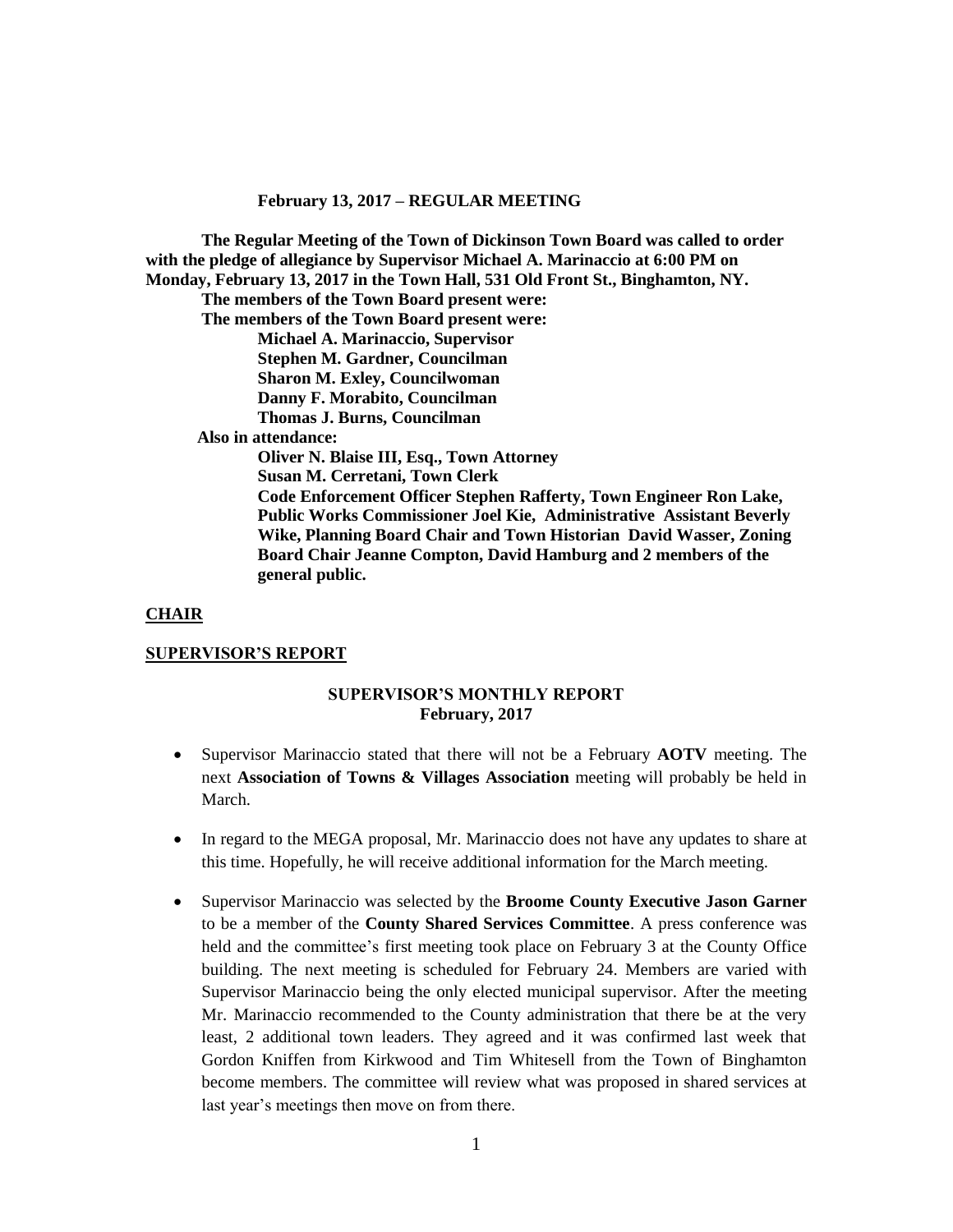**February 13, 2017 – REGULAR MEETING**

**The Regular Meeting of the Town of Dickinson Town Board was called to order with the pledge of allegiance by Supervisor Michael A. Marinaccio at 6:00 PM on Monday, February 13, 2017 in the Town Hall, 531 Old Front St., Binghamton, NY.**

**The members of the Town Board present were:**

**The members of the Town Board present were:**

**Michael A. Marinaccio, Supervisor**
**Stephen M. Gardner, Councilman**
**Sharon M. Exley, Councilwoman**
**Danny F. Morabito, Councilman**
**Thomas J. Burns, Councilman**

**Also in attendance:**

**Oliver N. Blaise III, Esq., Town Attorney**
**Susan M. Cerretani, Town Clerk**
**Code Enforcement Officer Stephen Rafferty, Town Engineer Ron Lake, Public Works Commissioner Joel Kie, Administrative Assistant Beverly Wike, Planning Board Chair and Town Historian David Wasser, Zoning Board Chair Jeanne Compton, David Hamburg and 2 members of the general public.**

## CHAIR

## SUPERVISOR'S REPORT

### SUPERVISOR'S MONTHLY REPORT
### February, 2017

- Supervisor Marinaccio stated that there will not be a February **AOTV** meeting. The next **Association of Towns & Villages Association** meeting will probably be held in March.
- In regard to the MEGA proposal, Mr. Marinaccio does not have any updates to share at this time. Hopefully, he will receive additional information for the March meeting.
- Supervisor Marinaccio was selected by the **Broome County Executive Jason Garner** to be a member of the **County Shared Services Committee**. A press conference was held and the committee's first meeting took place on February 3 at the County Office building. The next meeting is scheduled for February 24. Members are varied with Supervisor Marinaccio being the only elected municipal supervisor. After the meeting Mr. Marinaccio recommended to the County administration that there be at the very least, 2 additional town leaders. They agreed and it was confirmed last week that Gordon Kniffen from Kirkwood and Tim Whitesell from the Town of Binghamton become members. The committee will review what was proposed in shared services at last year's meetings then move on from there.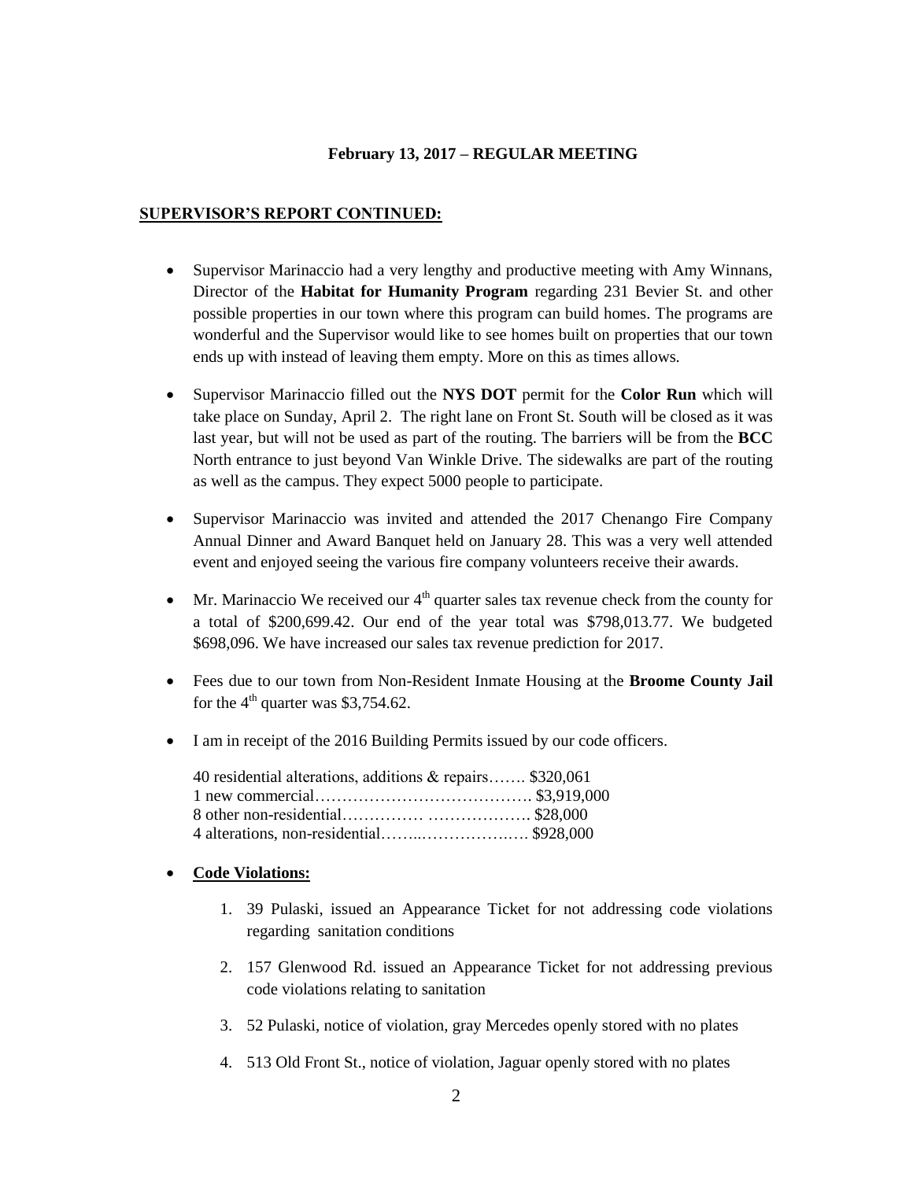**February 13, 2017 – REGULAR MEETING**

**SUPERVISOR'S REPORT CONTINUED:**

- Supervisor Marinaccio had a very lengthy and productive meeting with Amy Winnans, Director of the **Habitat for Humanity Program** regarding 231 Bevier St. and other possible properties in our town where this program can build homes. The programs are wonderful and the Supervisor would like to see homes built on properties that our town ends up with instead of leaving them empty. More on this as times allows.

- Supervisor Marinaccio filled out the **NYS DOT** permit for the **Color Run** which will take place on Sunday, April 2. The right lane on Front St. South will be closed as it was last year, but will not be used as part of the routing. The barriers will be from the **BCC** North entrance to just beyond Van Winkle Drive. The sidewalks are part of the routing as well as the campus. They expect 5000 people to participate.

- Supervisor Marinaccio was invited and attended the 2017 Chenango Fire Company Annual Dinner and Award Banquet held on January 28. This was a very well attended event and enjoyed seeing the various fire company volunteers receive their awards.

- Mr. Marinaccio We received our 4th quarter sales tax revenue check from the county for a total of $200,699.42. Our end of the year total was $798,013.77. We budgeted $698,096. We have increased our sales tax revenue prediction for 2017.

- Fees due to our town from Non-Resident Inmate Housing at the **Broome County Jail** for the 4th quarter was $3,754.62.

- I am in receipt of the 2016 Building Permits issued by our code officers.

  40 residential alterations, additions & repairs……. $320,061
  1 new commercial…………………………………. $3,919,000
  8 other non-residential…………… ………………. $28,000
  4 alterations, non-residential……..……………..…. $928,000

- **Code Violations:**

  1. 39 Pulaski, issued an Appearance Ticket for not addressing code violations regarding sanitation conditions

  2. 157 Glenwood Rd. issued an Appearance Ticket for not addressing previous code violations relating to sanitation

  3. 52 Pulaski, notice of violation, gray Mercedes openly stored with no plates

  4. 513 Old Front St., notice of violation, Jaguar openly stored with no plates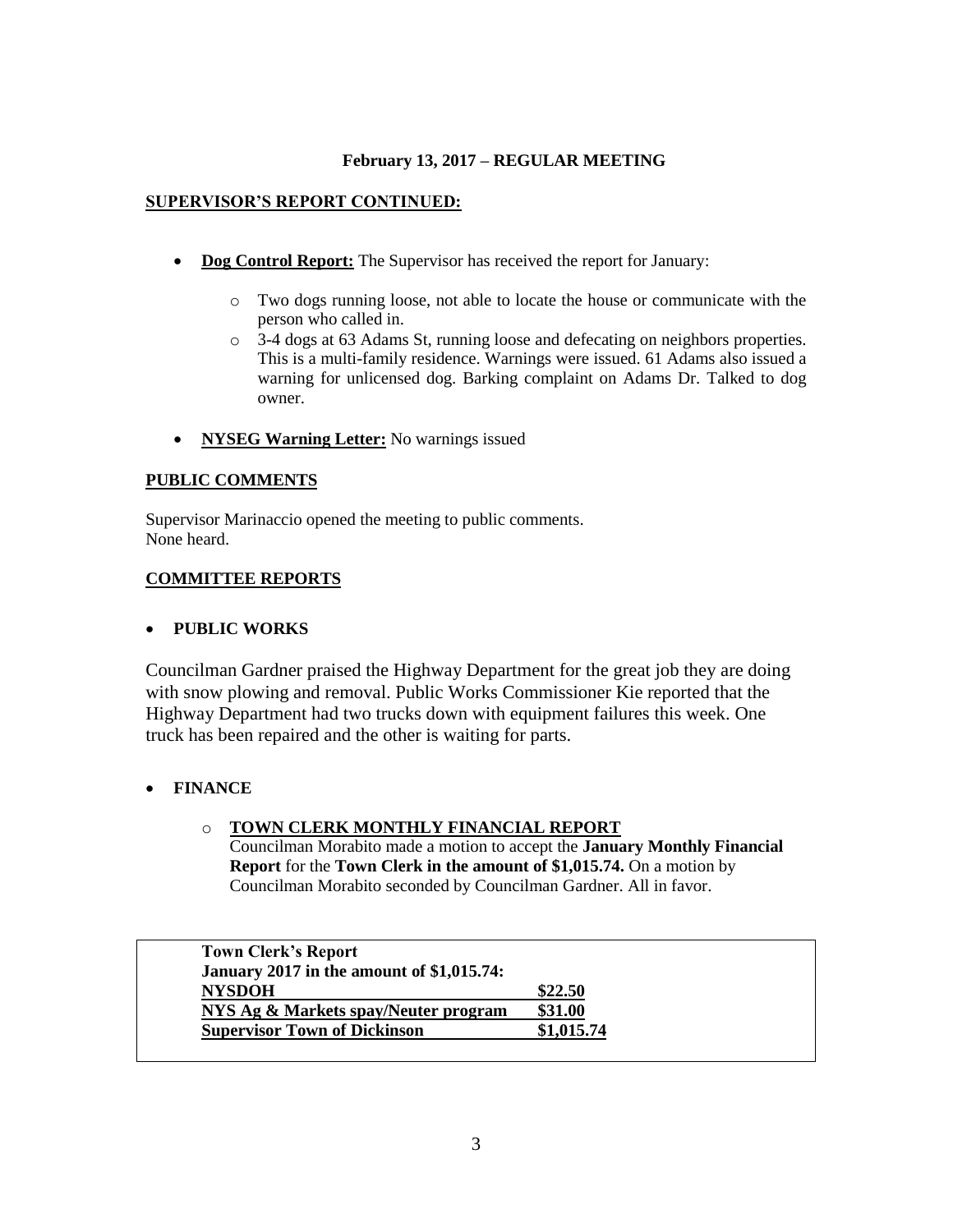**February 13, 2017 – REGULAR MEETING**

**SUPERVISOR'S REPORT CONTINUED:**

- **Dog Control Report:** The Supervisor has received the report for January:
    - Two dogs running loose, not able to locate the house or communicate with the person who called in.
    - 3-4 dogs at 63 Adams St, running loose and defecating on neighbors properties. This is a multi-family residence. Warnings were issued. 61 Adams also issued a warning for unlicensed dog. Barking complaint on Adams Dr. Talked to dog owner.
- **NYSEG Warning Letter:** No warnings issued

**PUBLIC COMMENTS**

Supervisor Marinaccio opened the meeting to public comments.
None heard.

**COMMITTEE REPORTS**

- **PUBLIC WORKS**

Councilman Gardner praised the Highway Department for the great job they are doing with snow plowing and removal. Public Works Commissioner Kie reported that the Highway Department had two trucks down with equipment failures this week. One truck has been repaired and the other is waiting for parts.

- **FINANCE**
    - **TOWN CLERK MONTHLY FINANCIAL REPORT**
      Councilman Morabito made a motion to accept the **January Monthly Financial Report** for the **Town Clerk in the amount of $1,015.74.** On a motion by Councilman Morabito seconded by Councilman Gardner. All in favor.

| **Town Clerk's Report** | |
|---|---|
| **January 2017 in the amount of $1,015.74:** | |
| **NYSDOH** | **$22.50** |
| **NYS Ag & Markets spay/Neuter program** | **$31.00** |
| **Supervisor Town of Dickinson** | **$1,015.74** |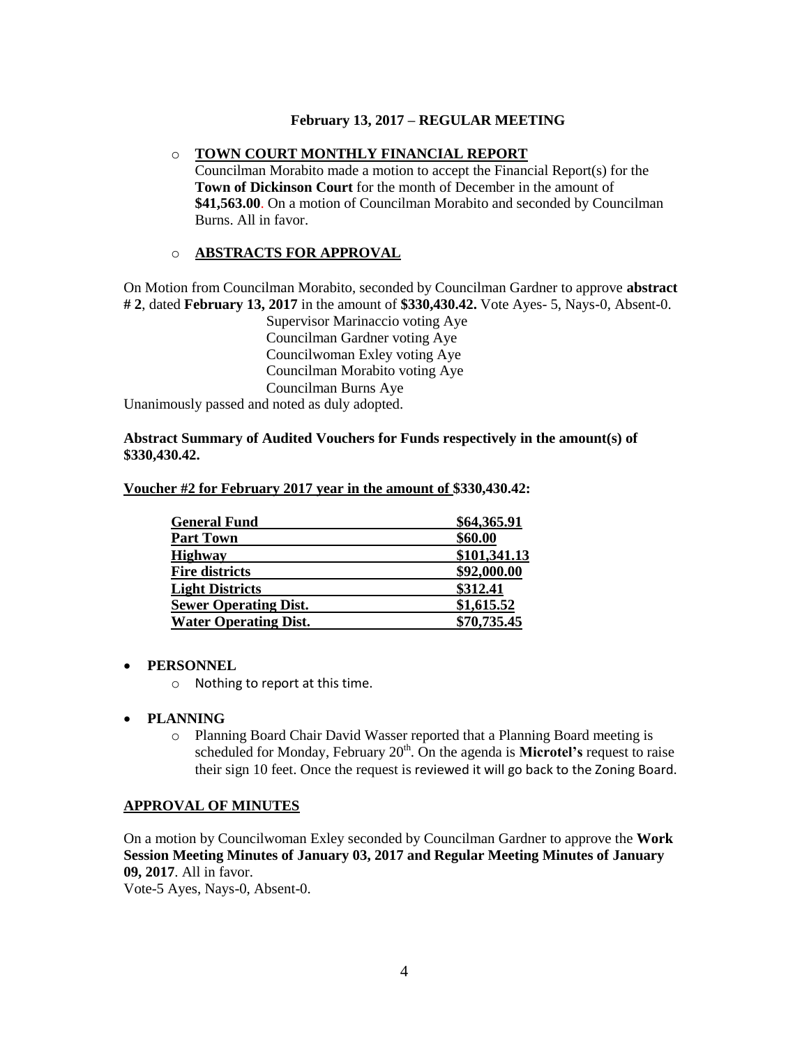**February 13, 2017 – REGULAR MEETING**

- **TOWN COURT MONTHLY FINANCIAL REPORT**
  Councilman Morabito made a motion to accept the Financial Report(s) for the **Town of Dickinson Court** for the month of December in the amount of **$41,563.00**. On a motion of Councilman Morabito and seconded by Councilman Burns. All in favor.

- **ABSTRACTS FOR APPROVAL**

On Motion from Councilman Morabito, seconded by Councilman Gardner to approve **abstract # 2**, dated **February 13, 2017** in the amount of **$330,430.42.** Vote Ayes- 5, Nays-0, Absent-0.

Supervisor Marinaccio voting Aye
Councilman Gardner voting Aye
Councilwoman Exley voting Aye
Councilman Morabito voting Aye
Councilman Burns Aye

Unanimously passed and noted as duly adopted.

**Abstract Summary of Audited Vouchers for Funds respectively in the amount(s) of $330,430.42.**

**Voucher #2 for February 2017 year in the amount of $330,430.42:**

| | |
|---|---|
| **General Fund** | **$64,365.91** |
| **Part Town** | **$60.00** |
| **Highway** | **$101,341.13** |
| **Fire districts** | **$92,000.00** |
| **Light Districts** | **$312.41** |
| **Sewer Operating Dist.** | **$1,615.52** |
| **Water Operating Dist.** | **$70,735.45** |

- **PERSONNEL**
  - Nothing to report at this time.

- **PLANNING**
  - Planning Board Chair David Wasser reported that a Planning Board meeting is scheduled for Monday, February 20th. On the agenda is **Microtel's** request to raise their sign 10 feet. Once the request is reviewed it will go back to the Zoning Board.

**APPROVAL OF MINUTES**

On a motion by Councilwoman Exley seconded by Councilman Gardner to approve the **Work Session Meeting Minutes of January 03, 2017 and Regular Meeting Minutes of January 09, 2017**. All in favor.
Vote-5 Ayes, Nays-0, Absent-0.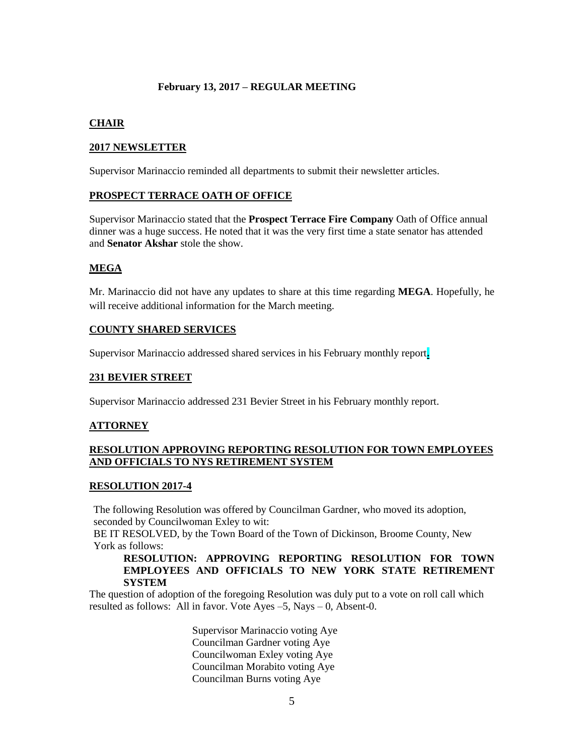**February 13, 2017 – REGULAR MEETING**

## CHAIR

### 2017 NEWSLETTER

Supervisor Marinaccio reminded all departments to submit their newsletter articles.

### PROSPECT TERRACE OATH OF OFFICE

Supervisor Marinaccio stated that the **Prospect Terrace Fire Company** Oath of Office annual dinner was a huge success. He noted that it was the very first time a state senator has attended and **Senator Akshar** stole the show.

### MEGA

Mr. Marinaccio did not have any updates to share at this time regarding **MEGA**. Hopefully, he will receive additional information for the March meeting.

### COUNTY SHARED SERVICES

Supervisor Marinaccio addressed shared services in his February monthly report.

### 231 BEVIER STREET

Supervisor Marinaccio addressed 231 Bevier Street in his February monthly report.

## ATTORNEY

### RESOLUTION APPROVING REPORTING RESOLUTION FOR TOWN EMPLOYEES AND OFFICIALS TO NYS RETIREMENT SYSTEM

### RESOLUTION 2017-4

The following Resolution was offered by Councilman Gardner, who moved its adoption, seconded by Councilwoman Exley to wit:

BE IT RESOLVED, by the Town Board of the Town of Dickinson, Broome County, New York as follows:

**RESOLUTION: APPROVING REPORTING RESOLUTION FOR TOWN EMPLOYEES AND OFFICIALS TO NEW YORK STATE RETIREMENT SYSTEM**

The question of adoption of the foregoing Resolution was duly put to a vote on roll call which resulted as follows: All in favor. Vote Ayes –5, Nays – 0, Absent-0.

Supervisor Marinaccio voting Aye
Councilman Gardner voting Aye
Councilwoman Exley voting Aye
Councilman Morabito voting Aye
Councilman Burns voting Aye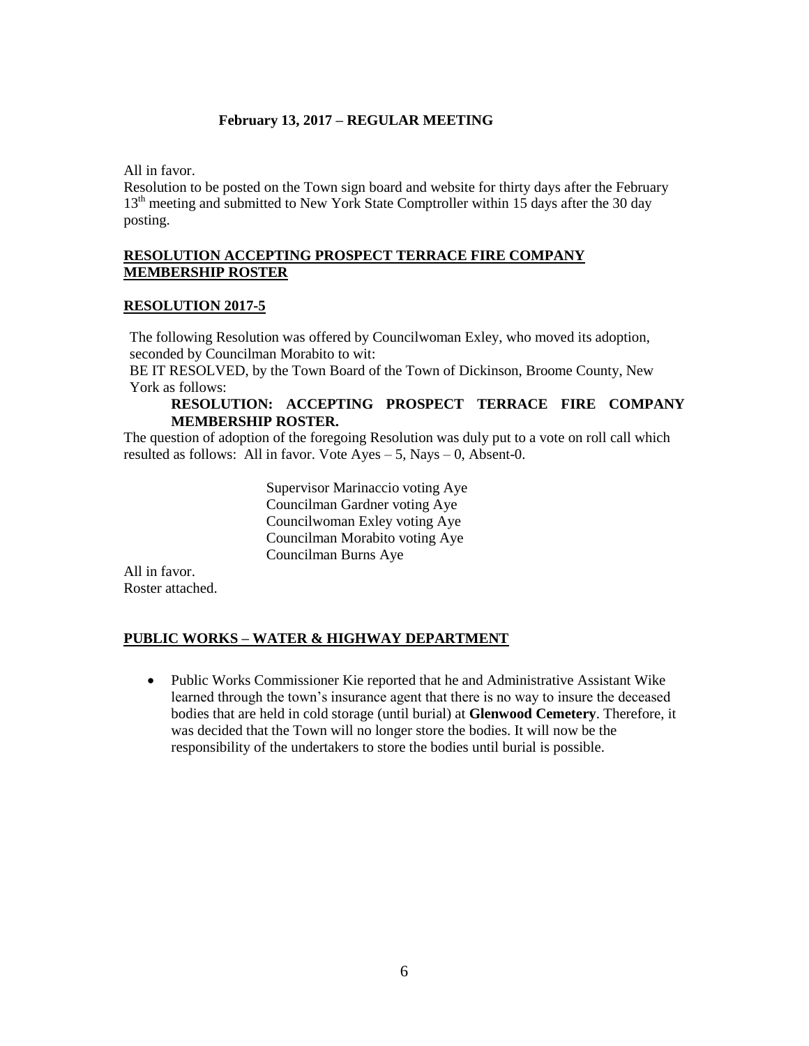All in favor.

Resolution to be posted on the Town sign board and website for thirty days after the February 13th meeting and submitted to New York State Comptroller within 15 days after the 30 day posting.

## RESOLUTION ACCEPTING PROSPECT TERRACE FIRE COMPANY MEMBERSHIP ROSTER

## RESOLUTION 2017-5

The following Resolution was offered by Councilwoman Exley, who moved its adoption, seconded by Councilman Morabito to wit:

BE IT RESOLVED, by the Town Board of the Town of Dickinson, Broome County, New York as follows:

**RESOLUTION: ACCEPTING PROSPECT TERRACE FIRE COMPANY MEMBERSHIP ROSTER.**

The question of adoption of the foregoing Resolution was duly put to a vote on roll call which resulted as follows: All in favor. Vote Ayes – 5, Nays – 0, Absent-0.

Supervisor Marinaccio voting Aye
Councilman Gardner voting Aye
Councilwoman Exley voting Aye
Councilman Morabito voting Aye
Councilman Burns Aye

All in favor.
Roster attached.

## PUBLIC WORKS – WATER & HIGHWAY DEPARTMENT

- Public Works Commissioner Kie reported that he and Administrative Assistant Wike learned through the town's insurance agent that there is no way to insure the deceased bodies that are held in cold storage (until burial) at **Glenwood Cemetery**. Therefore, it was decided that the Town will no longer store the bodies. It will now be the responsibility of the undertakers to store the bodies until burial is possible.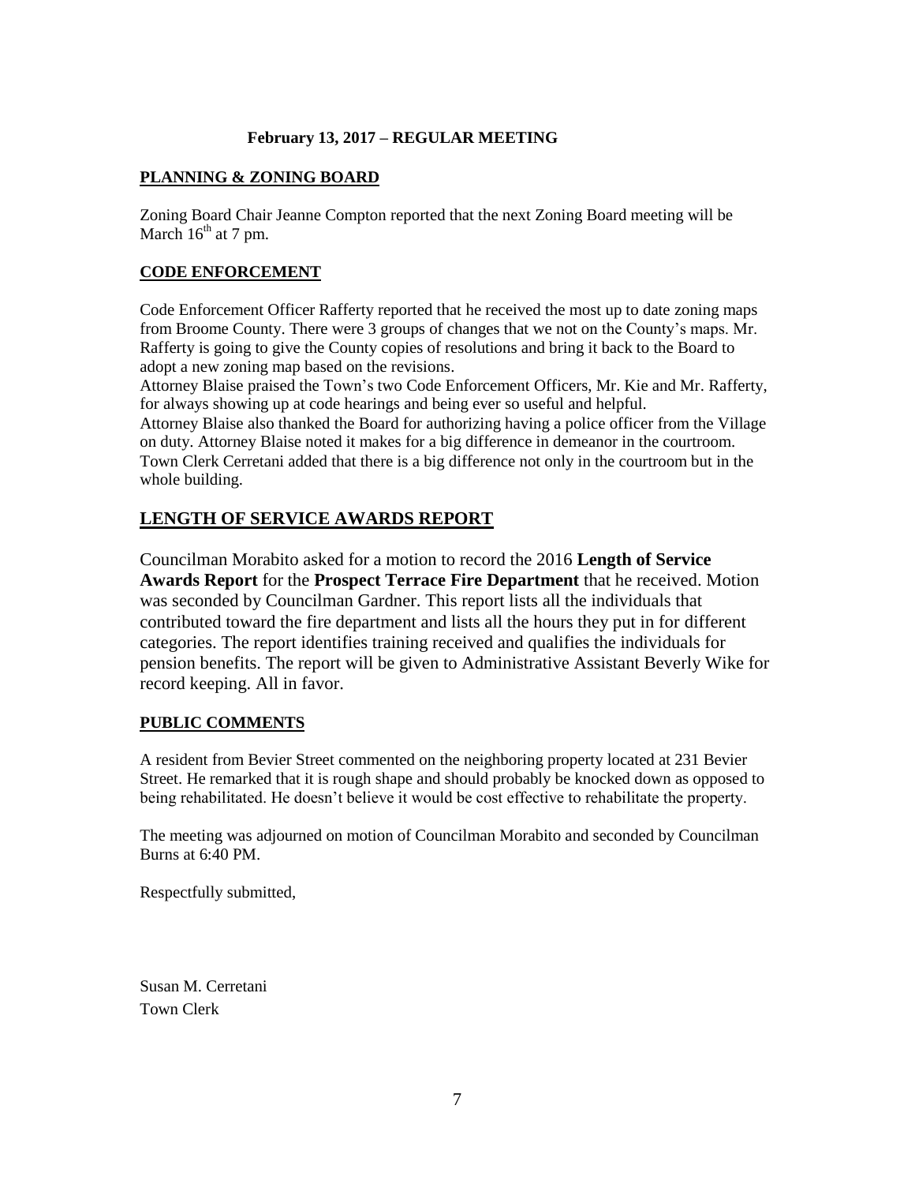**February 13, 2017 – REGULAR MEETING**

**PLANNING & ZONING BOARD**

Zoning Board Chair Jeanne Compton reported that the next Zoning Board meeting will be March 16th at 7 pm.

**CODE ENFORCEMENT**

Code Enforcement Officer Rafferty reported that he received the most up to date zoning maps from Broome County. There were 3 groups of changes that we not on the County's maps. Mr. Rafferty is going to give the County copies of resolutions and bring it back to the Board to adopt a new zoning map based on the revisions.

Attorney Blaise praised the Town's two Code Enforcement Officers, Mr. Kie and Mr. Rafferty, for always showing up at code hearings and being ever so useful and helpful.

Attorney Blaise also thanked the Board for authorizing having a police officer from the Village on duty. Attorney Blaise noted it makes for a big difference in demeanor in the courtroom. Town Clerk Cerretani added that there is a big difference not only in the courtroom but in the whole building.

## LENGTH OF SERVICE AWARDS REPORT

Councilman Morabito asked for a motion to record the 2016 **Length of Service Awards Report** for the **Prospect Terrace Fire Department** that he received. Motion was seconded by Councilman Gardner. This report lists all the individuals that contributed toward the fire department and lists all the hours they put in for different categories. The report identifies training received and qualifies the individuals for pension benefits. The report will be given to Administrative Assistant Beverly Wike for record keeping. All in favor.

**PUBLIC COMMENTS**

A resident from Bevier Street commented on the neighboring property located at 231 Bevier Street. He remarked that it is rough shape and should probably be knocked down as opposed to being rehabilitated. He doesn't believe it would be cost effective to rehabilitate the property.

The meeting was adjourned on motion of Councilman Morabito and seconded by Councilman Burns at 6:40 PM.

Respectfully submitted,

Susan M. Cerretani
Town Clerk